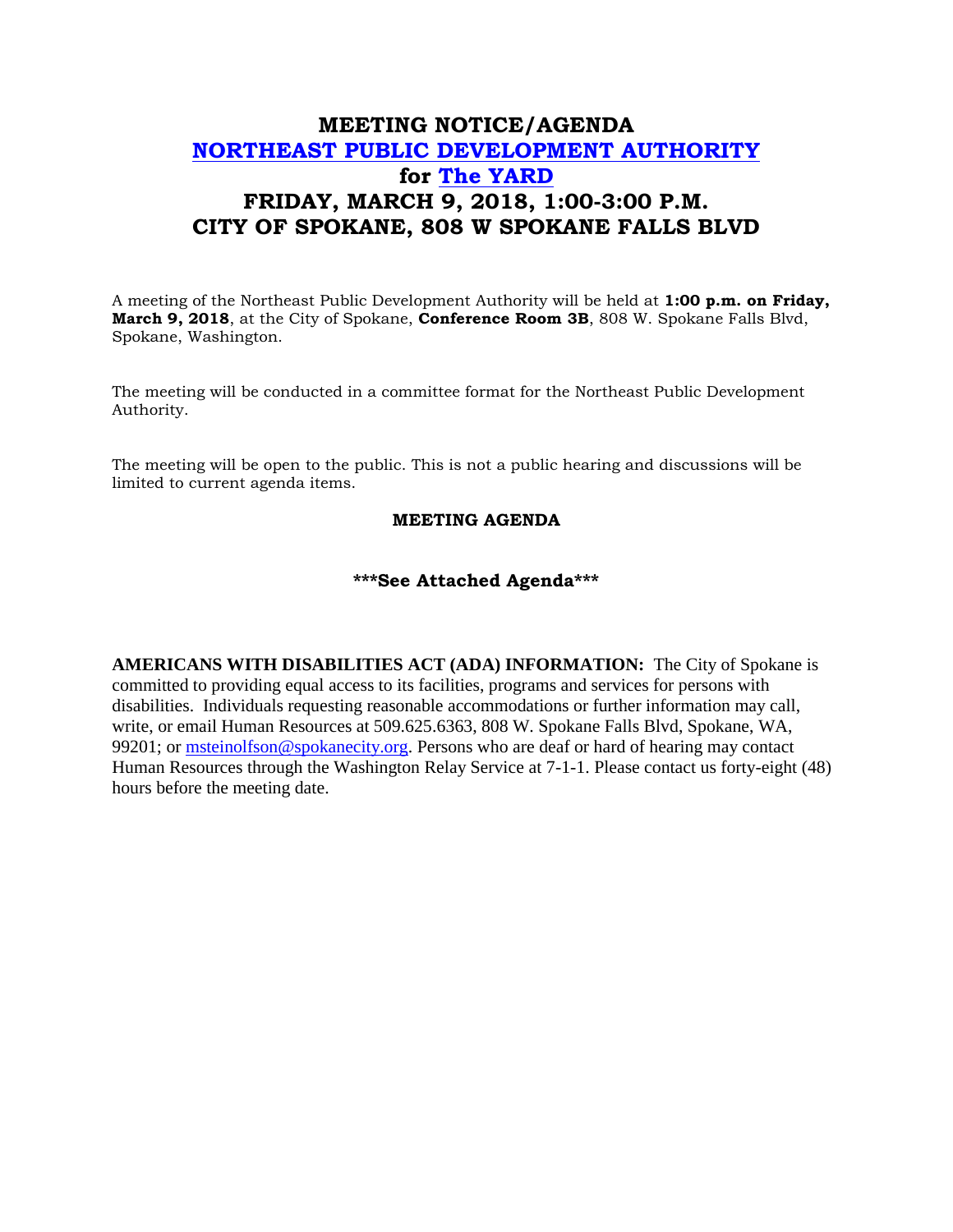# MEETING NOTICE/AGENDA
# [NORTHEAST PUBLIC DEVELOPMENT AUTHORITY]
# for [The YARD]
# FRIDAY, MARCH 9, 2018, 1:00-3:00 P.M.
# CITY OF SPOKANE, 808 W SPOKANE FALLS BLVD

A meeting of the Northeast Public Development Authority will be held at **1:00 p.m. on Friday, March 9, 2018**, at the City of Spokane, **Conference Room 3B**, 808 W. Spokane Falls Blvd, Spokane, Washington.

The meeting will be conducted in a committee format for the Northeast Public Development Authority.

The meeting will be open to the public. This is not a public hearing and discussions will be limited to current agenda items.

**MEETING AGENDA**

**\*\*\*See Attached Agenda\*\*\***

**AMERICANS WITH DISABILITIES ACT (ADA) INFORMATION:** The City of Spokane is committed to providing equal access to its facilities, programs and services for persons with disabilities. Individuals requesting reasonable accommodations or further information may call, write, or email Human Resources at 509.625.6363, 808 W. Spokane Falls Blvd, Spokane, WA, 99201; or msteinolfson@spokanecity.org. Persons who are deaf or hard of hearing may contact Human Resources through the Washington Relay Service at 7-1-1. Please contact us forty-eight (48) hours before the meeting date.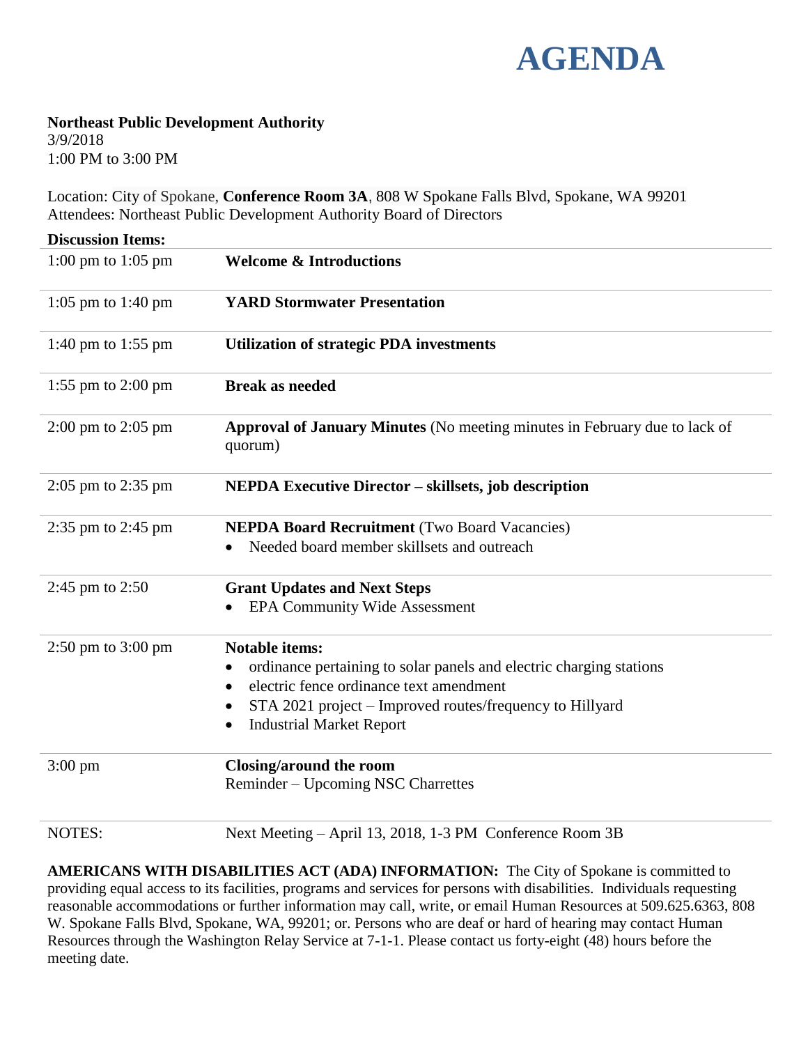# AGENDA

**Northeast Public Development Authority**
3/9/2018
1:00 PM to 3:00 PM

Location: City of Spokane, **Conference Room 3A**, 808 W Spokane Falls Blvd, Spokane, WA 99201
Attendees: Northeast Public Development Authority Board of Directors

**Discussion Items:**

| | |
|---|---|
| 1:00 pm to 1:05 pm | **Welcome & Introductions** |
| 1:05 pm to 1:40 pm | **YARD Stormwater Presentation** |
| 1:40 pm to 1:55 pm | **Utilization of strategic PDA investments** |
| 1:55 pm to 2:00 pm | **Break as needed** |
| 2:00 pm to 2:05 pm | **Approval of January Minutes** (No meeting minutes in February due to lack of quorum) |
| 2:05 pm to 2:35 pm | **NEPDA Executive Director – skillsets, job description** |
| 2:35 pm to 2:45 pm | **NEPDA Board Recruitment** (Two Board Vacancies)<br>• Needed board member skillsets and outreach |
| 2:45 pm to 2:50 | **Grant Updates and Next Steps**<br>• EPA Community Wide Assessment |
| 2:50 pm to 3:00 pm | **Notable items:**<br>• ordinance pertaining to solar panels and electric charging stations<br>• electric fence ordinance text amendment<br>• STA 2021 project – Improved routes/frequency to Hillyard<br>• Industrial Market Report |
| 3:00 pm | **Closing/around the room**<br>Reminder – Upcoming NSC Charrettes |
| NOTES: | Next Meeting – April 13, 2018, 1-3 PM Conference Room 3B |

**AMERICANS WITH DISABILITIES ACT (ADA) INFORMATION:** The City of Spokane is committed to providing equal access to its facilities, programs and services for persons with disabilities. Individuals requesting reasonable accommodations or further information may call, write, or email Human Resources at 509.625.6363, 808 W. Spokane Falls Blvd, Spokane, WA, 99201; or. Persons who are deaf or hard of hearing may contact Human Resources through the Washington Relay Service at 7-1-1. Please contact us forty-eight (48) hours before the meeting date.